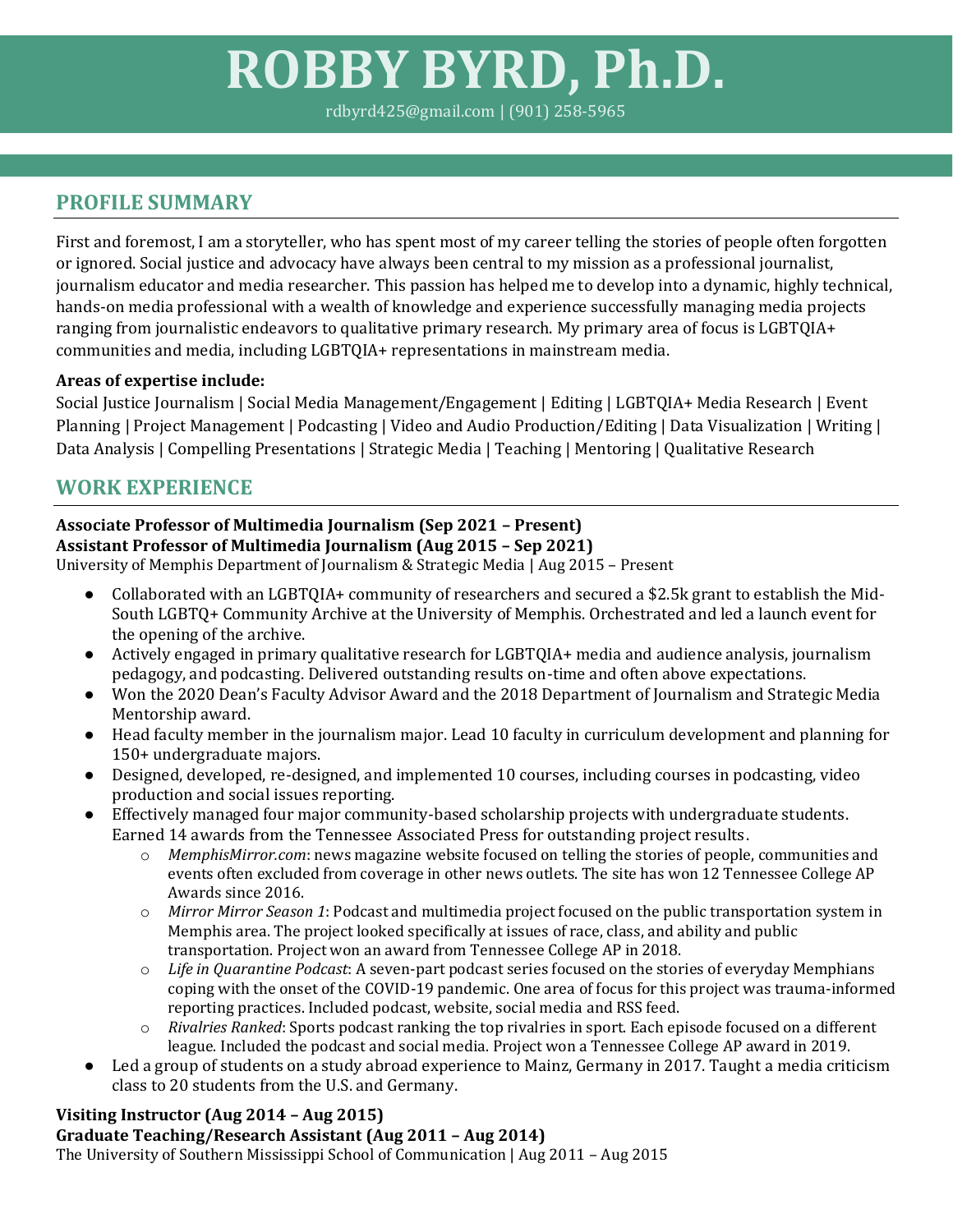# ROBBY BYRD, Ph.D.

rdbyrd425@gmail.com | (901) 258-5965

## PROFILE SUMMARY

First and foremost, I am a storyteller, who has spent most of my career telling the stories of people often forgotten or ignored. Social justice and advocacy have always been central to my mission as a professional journalist, journalism educator and media researcher. This passion has helped me to develop into a dynamic, highly technical, hands-on media professional with a wealth of knowledge and experience successfully managing media projects ranging from journalistic endeavors to qualitative primary research. My primary area of focus is LGBTQIA+ communities and media, including LGBTQIA+ representations in mainstream media.

**Areas of expertise include:**

Social Justice Journalism | Social Media Management/Engagement | Editing | LGBTQIA+ Media Research | Event Planning | Project Management | Podcasting | Video and Audio Production/Editing | Data Visualization | Writing | Data Analysis | Compelling Presentations | Strategic Media | Teaching | Mentoring | Qualitative Research

## WORK EXPERIENCE

**Associate Professor of Multimedia Journalism (Sep 2021 – Present)**
**Assistant Professor of Multimedia Journalism (Aug 2015 – Sep 2021)**
University of Memphis Department of Journalism & Strategic Media | Aug 2015 – Present

- Collaborated with an LGBTQIA+ community of researchers and secured a $2.5k grant to establish the Mid-South LGBTQ+ Community Archive at the University of Memphis. Orchestrated and led a launch event for the opening of the archive.
- Actively engaged in primary qualitative research for LGBTQIA+ media and audience analysis, journalism pedagogy, and podcasting. Delivered outstanding results on-time and often above expectations.
- Won the 2020 Dean's Faculty Advisor Award and the 2018 Department of Journalism and Strategic Media Mentorship award.
- Head faculty member in the journalism major. Lead 10 faculty in curriculum development and planning for 150+ undergraduate majors.
- Designed, developed, re-designed, and implemented 10 courses, including courses in podcasting, video production and social issues reporting.
- Effectively managed four major community-based scholarship projects with undergraduate students. Earned 14 awards from the Tennessee Associated Press for outstanding project results.
  - *MemphisMirror.com*: news magazine website focused on telling the stories of people, communities and events often excluded from coverage in other news outlets. The site has won 12 Tennessee College AP Awards since 2016.
  - *Mirror Mirror Season 1*: Podcast and multimedia project focused on the public transportation system in Memphis area. The project looked specifically at issues of race, class, and ability and public transportation. Project won an award from Tennessee College AP in 2018.
  - *Life in Quarantine Podcast*: A seven-part podcast series focused on the stories of everyday Memphians coping with the onset of the COVID-19 pandemic. One area of focus for this project was trauma-informed reporting practices. Included podcast, website, social media and RSS feed.
  - *Rivalries Ranked*: Sports podcast ranking the top rivalries in sport. Each episode focused on a different league. Included the podcast and social media. Project won a Tennessee College AP award in 2019.
- Led a group of students on a study abroad experience to Mainz, Germany in 2017. Taught a media criticism class to 20 students from the U.S. and Germany.

**Visiting Instructor (Aug 2014 – Aug 2015)**
**Graduate Teaching/Research Assistant (Aug 2011 – Aug 2014)**
The University of Southern Mississippi School of Communication | Aug 2011 – Aug 2015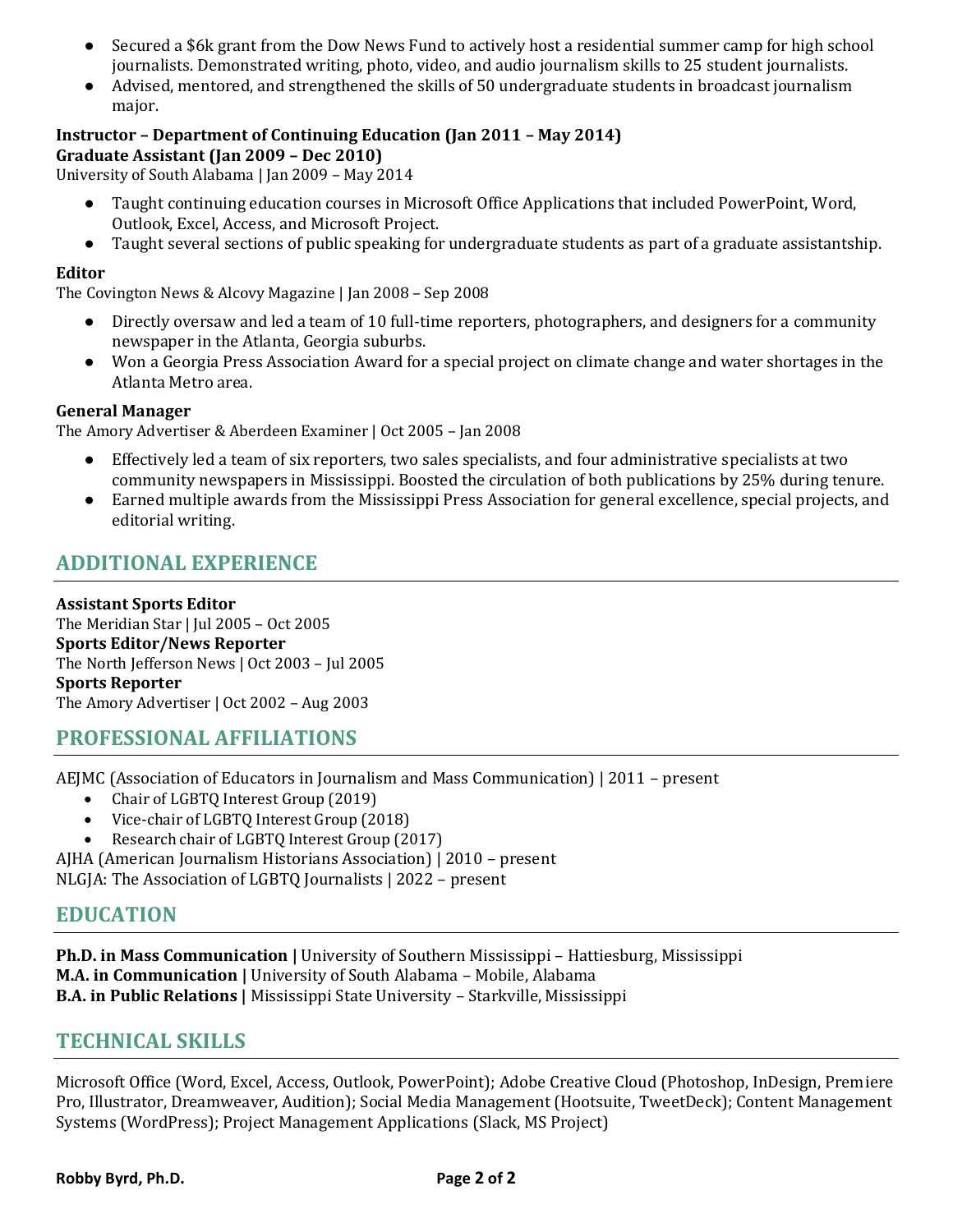- Secured a $6k grant from the Dow News Fund to actively host a residential summer camp for high school journalists. Demonstrated writing, photo, video, and audio journalism skills to 25 student journalists.
- Advised, mentored, and strengthened the skills of 50 undergraduate students in broadcast journalism major.

**Instructor – Department of Continuing Education (Jan 2011 – May 2014)**
**Graduate Assistant (Jan 2009 – Dec 2010)**
University of South Alabama | Jan 2009 – May 2014

- Taught continuing education courses in Microsoft Office Applications that included PowerPoint, Word, Outlook, Excel, Access, and Microsoft Project.
- Taught several sections of public speaking for undergraduate students as part of a graduate assistantship.

**Editor**
The Covington News & Alcovy Magazine | Jan 2008 – Sep 2008

- Directly oversaw and led a team of 10 full-time reporters, photographers, and designers for a community newspaper in the Atlanta, Georgia suburbs.
- Won a Georgia Press Association Award for a special project on climate change and water shortages in the Atlanta Metro area.

**General Manager**
The Amory Advertiser & Aberdeen Examiner | Oct 2005 – Jan 2008

- Effectively led a team of six reporters, two sales specialists, and four administrative specialists at two community newspapers in Mississippi. Boosted the circulation of both publications by 25% during tenure.
- Earned multiple awards from the Mississippi Press Association for general excellence, special projects, and editorial writing.

## ADDITIONAL EXPERIENCE

**Assistant Sports Editor**
The Meridian Star | Jul 2005 – Oct 2005
**Sports Editor/News Reporter**
The North Jefferson News | Oct 2003 – Jul 2005
**Sports Reporter**
The Amory Advertiser | Oct 2002 – Aug 2003

## PROFESSIONAL AFFILIATIONS

AEJMC (Association of Educators in Journalism and Mass Communication) | 2011 – present

- Chair of LGBTQ Interest Group (2019)
- Vice-chair of LGBTQ Interest Group (2018)
- Research chair of LGBTQ Interest Group (2017)

AJHA (American Journalism Historians Association) | 2010 – present
NLGJA: The Association of LGBTQ Journalists | 2022 – present

## EDUCATION

**Ph.D. in Mass Communication |** University of Southern Mississippi – Hattiesburg, Mississippi
**M.A. in Communication |** University of South Alabama – Mobile, Alabama
**B.A. in Public Relations |** Mississippi State University – Starkville, Mississippi

## TECHNICAL SKILLS

Microsoft Office (Word, Excel, Access, Outlook, PowerPoint); Adobe Creative Cloud (Photoshop, InDesign, Premiere Pro, Illustrator, Dreamweaver, Audition); Social Media Management (Hootsuite, TweetDeck); Content Management Systems (WordPress); Project Management Applications (Slack, MS Project)